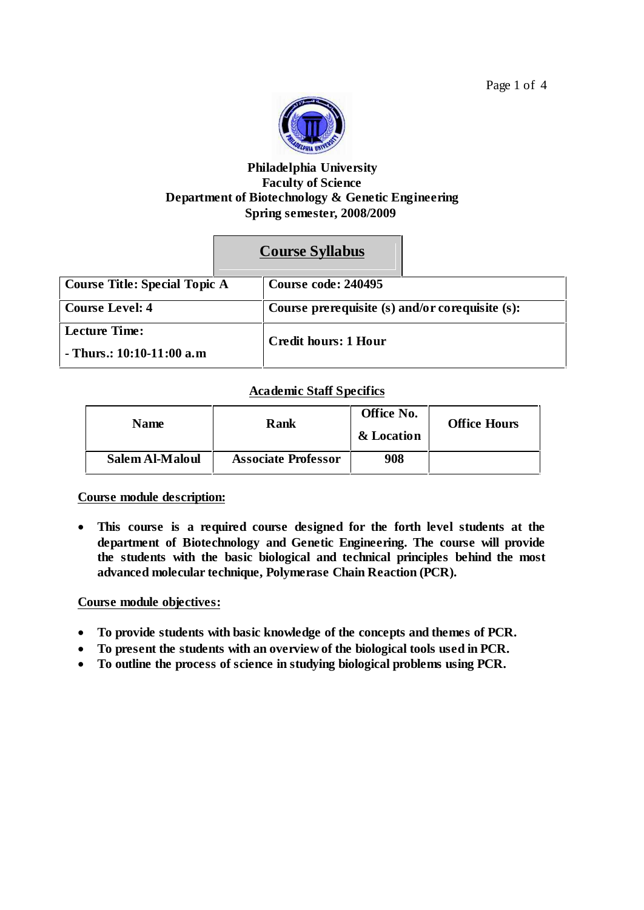**Philadelphia University**
**Faculty of Science**
**Department of Biotechnology & Genetic Engineering**
**Spring semester, 2008/2009**

# Course Syllabus

| Course Title: Special Topic A | Course code: 240495 |
|---|---|
| Course Level: 4 | Course prerequisite (s) and/or corequisite (s): |
| Lecture Time:<br>- Thurs.: 10:10-11:00 a.m | Credit hours: 1 Hour |

## Academic Staff Specifics

| Name | Rank | Office No. & Location | Office Hours |
|---|---|---|---|
| Salem Al-Maloul | Associate Professor | 908 | |

## Course module description:

- **This course is a required course designed for the forth level students at the department of Biotechnology and Genetic Engineering. The course will provide the students with the basic biological and technical principles behind the most advanced molecular technique, Polymerase Chain Reaction (PCR).**

## Course module objectives:

- **To provide students with basic knowledge of the concepts and themes of PCR.**
- **To present the students with an overview of the biological tools used in PCR.**
- **To outline the process of science in studying biological problems using PCR.**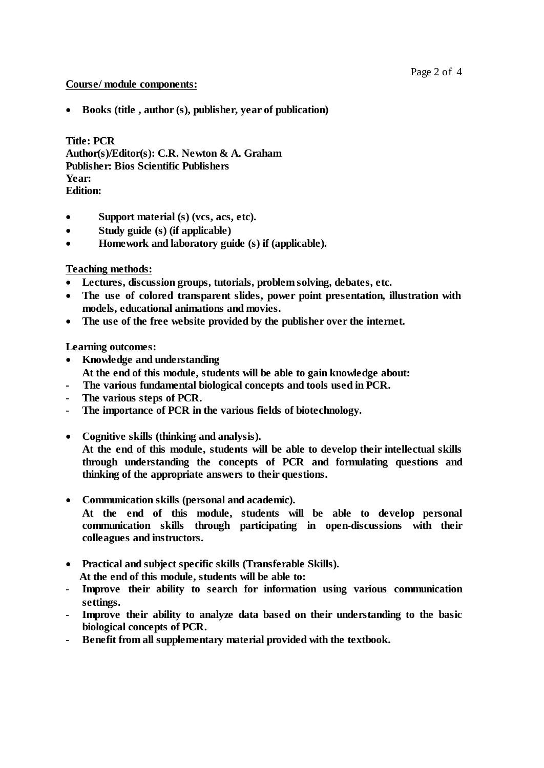**Course/ module components:**

- **Books (title , author (s), publisher, year of publication)**

**Title: PCR**
**Author(s)/Editor(s): C.R. Newton & A. Graham**
**Publisher: Bios Scientific Publishers**
**Year:**
**Edition:**

- **Support material (s) (vcs, acs, etc).**
- **Study guide (s) (if applicable)**
- **Homework and laboratory guide (s) if (applicable).**

**Teaching methods:**

- **Lectures, discussion groups, tutorials, problem solving, debates, etc.**
- **The use of colored transparent slides, power point presentation, illustration with models, educational animations and movies.**
- **The use of the free website provided by the publisher over the internet.**

**Learning outcomes:**

- **Knowledge and understanding**
  **At the end of this module, students will be able to gain knowledge about:**
  - **The various fundamental biological concepts and tools used in PCR.**
  - **The various steps of PCR.**
  - **The importance of PCR in the various fields of biotechnology.**

- **Cognitive skills (thinking and analysis).**
  **At the end of this module, students will be able to develop their intellectual skills through understanding the concepts of PCR and formulating questions and thinking of the appropriate answers to their questions.**

- **Communication skills (personal and academic).**
  **At the end of this module, students will be able to develop personal communication skills through participating in open-discussions with their colleagues and instructors.**

- **Practical and subject specific skills (Transferable Skills).**
  **At the end of this module, students will be able to:**
  - **Improve their ability to search for information using various communication settings.**
  - **Improve their ability to analyze data based on their understanding to the basic biological concepts of PCR.**
  - **Benefit from all supplementary material provided with the textbook.**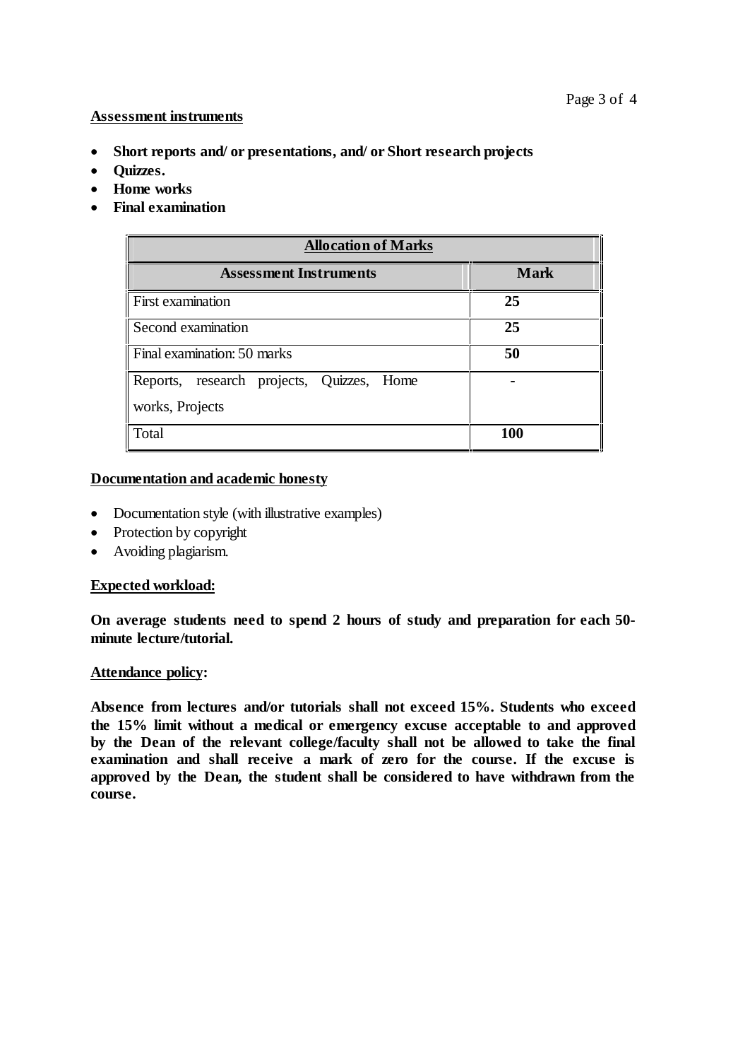**<u>Assessment instruments</u>**

- **Short reports and/ or presentations, and/ or Short research projects**
- **Quizzes.**
- **Home works**
- **Final examination**

| Allocation of Marks | |
|---|---|
| **Assessment Instruments** | **Mark** |
| First examination | **25** |
| Second examination | **25** |
| Final examination: 50 marks | **50** |
| Reports, research projects, Quizzes, Home works, Projects | **-** |
| Total | **100** |

**<u>Documentation and academic honesty</u>**

- Documentation style (with illustrative examples)
- Protection by copyright
- Avoiding plagiarism.

**<u>Expected workload:</u>**

**On average students need to spend 2 hours of study and preparation for each 50-minute lecture/tutorial.**

**<u>Attendance policy</u>:**

**Absence from lectures and/or tutorials shall not exceed 15%. Students who exceed the 15% limit without a medical or emergency excuse acceptable to and approved by the Dean of the relevant college/faculty shall not be allowed to take the final examination and shall receive a mark of zero for the course. If the excuse is approved by the Dean, the student shall be considered to have withdrawn from the course.**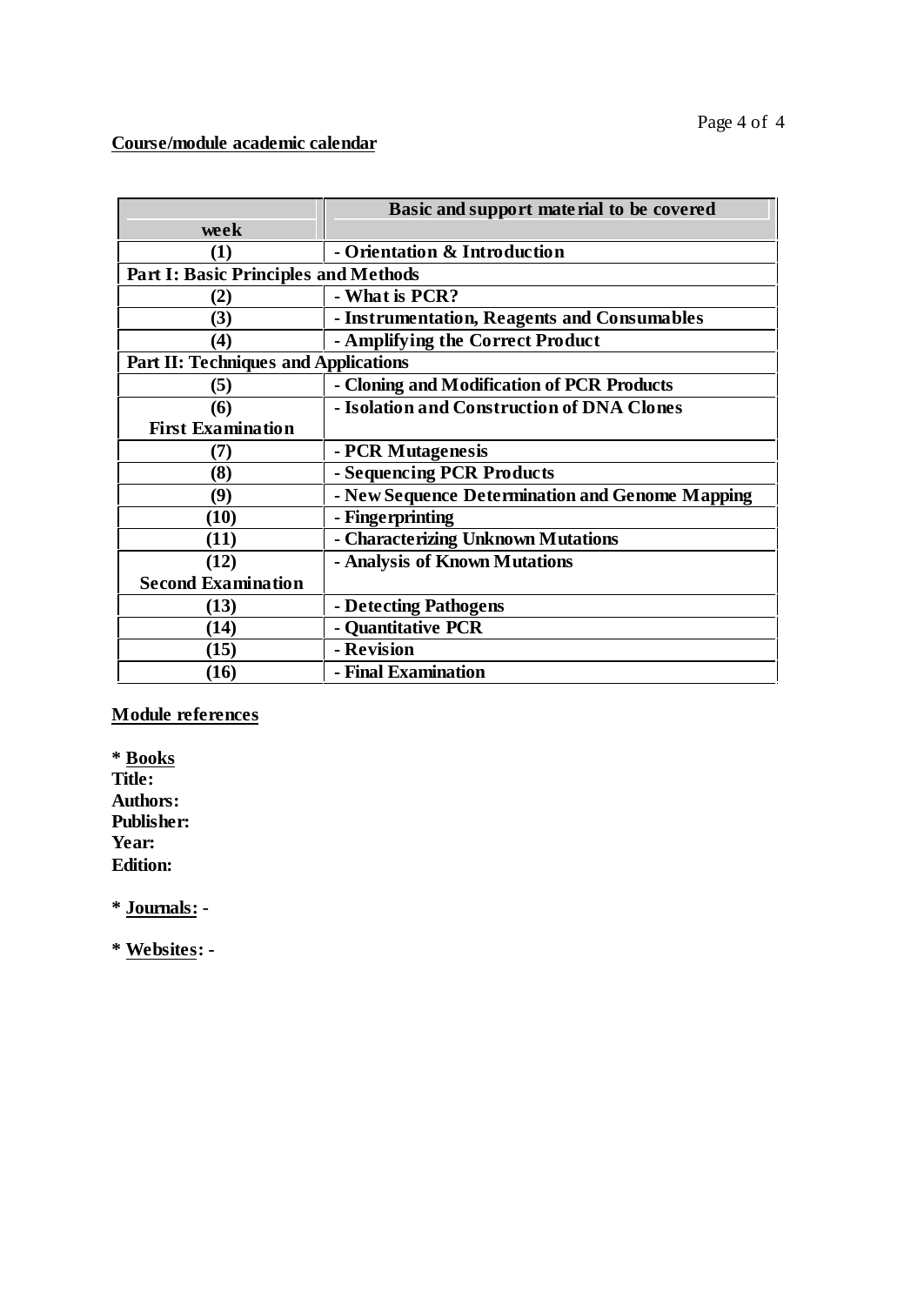**Course/module academic calendar**

| week | Basic and support material to be covered |
|---|---|
| (1) | - Orientation & Introduction |
| **Part I: Basic Principles and Methods** | |
| (2) | - What is PCR? |
| (3) | - Instrumentation, Reagents and Consumables |
| (4) | - Amplifying the Correct Product |
| **Part II: Techniques and Applications** | |
| (5) | - Cloning and Modification of PCR Products |
| (6) First Examination | - Isolation and Construction of DNA Clones |
| (7) | - PCR Mutagenesis |
| (8) | - Sequencing PCR Products |
| (9) | - New Sequence Determination and Genome Mapping |
| (10) | - Fingerprinting |
| (11) | - Characterizing Unknown Mutations |
| (12) Second Examination | - Analysis of Known Mutations |
| (13) | - Detecting Pathogens |
| (14) | - Quantitative PCR |
| (15) | - Revision |
| (16) | - Final Examination |

**Module references**

* **Books**
**Title:**
**Authors:**
**Publisher:**
**Year:**
**Edition:**

* **Journals:** -

* **Websites:** -